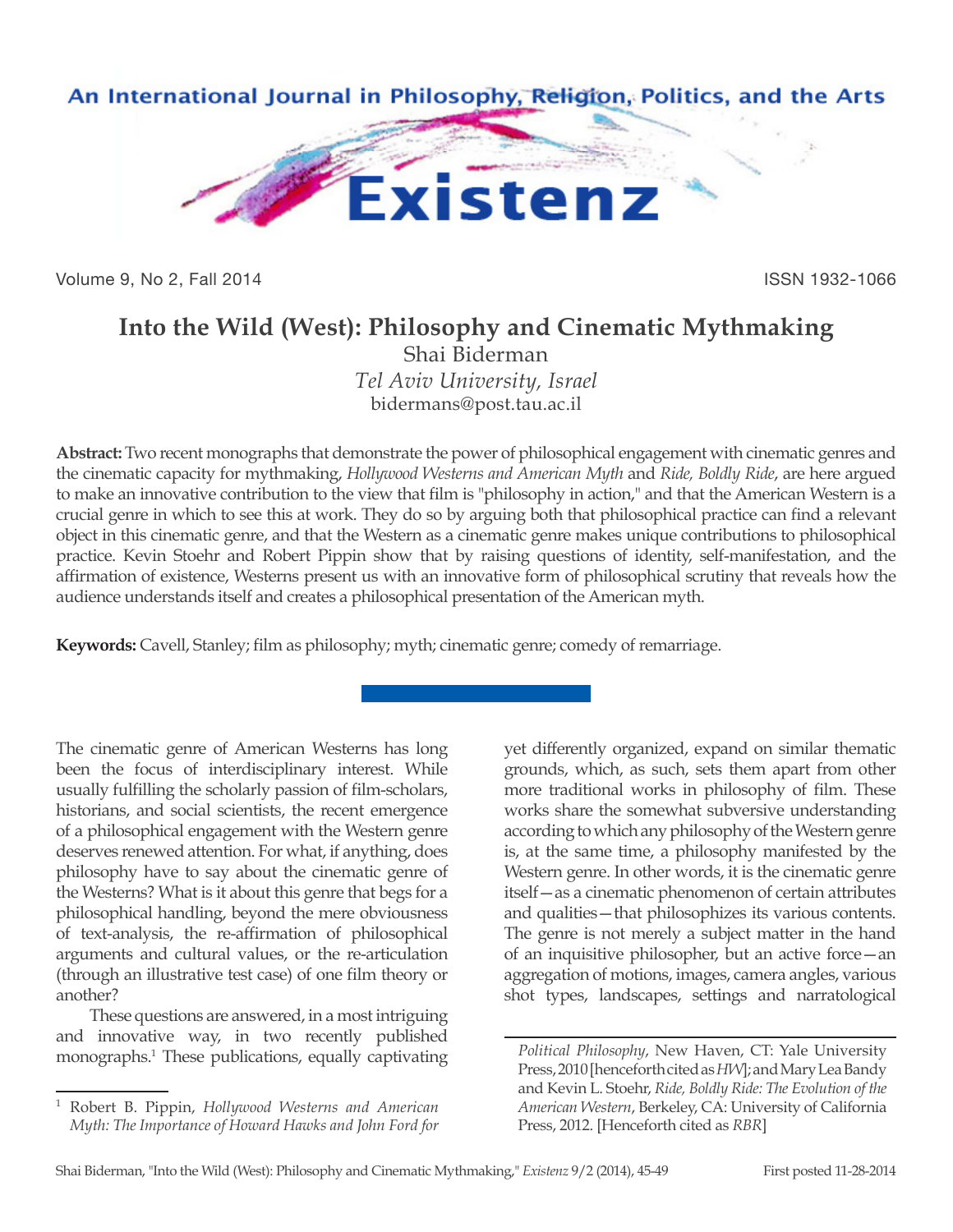# Into the Wild (West): Philosophy and Cinematic Mythmaking

Shai Biderman
*Tel Aviv University, Israel*
bidermans@post.tau.ac.il

**Abstract:** Two recent monographs that demonstrate the power of philosophical engagement with cinematic genres and the cinematic capacity for mythmaking, *Hollywood Westerns and American Myth* and *Ride, Boldly Ride*, are here argued to make an innovative contribution to the view that film is "philosophy in action," and that the American Western is a crucial genre in which to see this at work. They do so by arguing both that philosophical practice can find a relevant object in this cinematic genre, and that the Western as a cinematic genre makes unique contributions to philosophical practice. Kevin Stoehr and Robert Pippin show that by raising questions of identity, self-manifestation, and the affirmation of existence, Westerns present us with an innovative form of philosophical scrutiny that reveals how the audience understands itself and creates a philosophical presentation of the American myth.

**Keywords:** Cavell, Stanley; film as philosophy; myth; cinematic genre; comedy of remarriage.

---

The cinematic genre of American Westerns has long been the focus of interdisciplinary interest. While usually fulfilling the scholarly passion of film-scholars, historians, and social scientists, the recent emergence of a philosophical engagement with the Western genre deserves renewed attention. For what, if anything, does philosophy have to say about the cinematic genre of the Westerns? What is it about this genre that begs for a philosophical handling, beyond the mere obviousness of text-analysis, the re-affirmation of philosophical arguments and cultural values, or the re-articulation (through an illustrative test case) of one film theory or another?

These questions are answered, in a most intriguing and innovative way, in two recently published monographs.[1] These publications, equally captivating yet differently organized, expand on similar thematic grounds, which, as such, sets them apart from other more traditional works in philosophy of film. These works share the somewhat subversive understanding according to which any philosophy of the Western genre is, at the same time, a philosophy manifested by the Western genre. In other words, it is the cinematic genre itself—as a cinematic phenomenon of certain attributes and qualities—that philosophizes its various contents. The genre is not merely a subject matter in the hand of an inquisitive philosopher, but an active force—an aggregation of motions, images, camera angles, various shot types, landscapes, settings and narratological

---

[1] Robert B. Pippin, *Hollywood Westerns and American Myth: The Importance of Howard Hawks and John Ford for Political Philosophy*, New Haven, CT: Yale University Press, 2010 [henceforth cited as *HW*]; and Mary Lea Bandy and Kevin L. Stoehr, *Ride, Boldly Ride: The Evolution of the American Western*, Berkeley, CA: University of California Press, 2012. [Henceforth cited as *RBR*]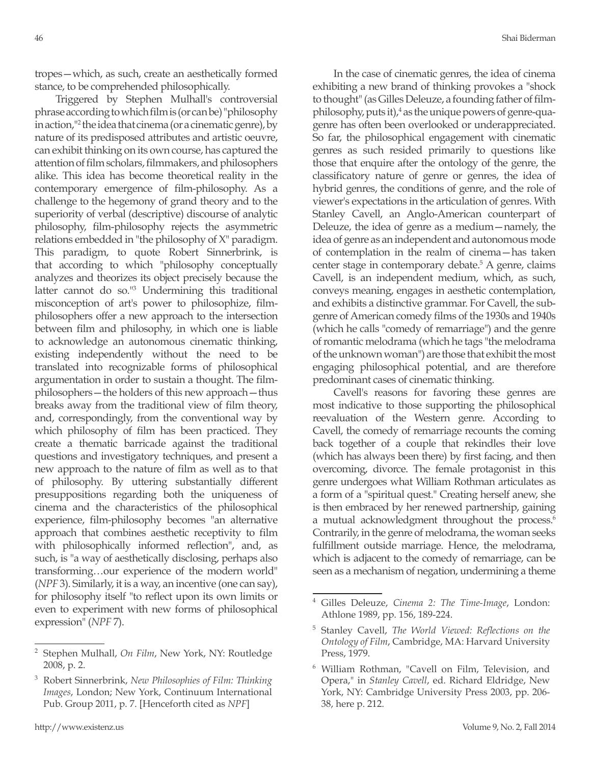tropes—which, as such, create an aesthetically formed stance, to be comprehended philosophically.

Triggered by Stephen Mulhall's controversial phrase according to which film is (or can be) "philosophy in action,"[2] the idea that cinema (or a cinematic genre), by nature of its predisposed attributes and artistic oeuvre, can exhibit thinking on its own course, has captured the attention of film scholars, filmmakers, and philosophers alike. This idea has become theoretical reality in the contemporary emergence of film-philosophy. As a challenge to the hegemony of grand theory and to the superiority of verbal (descriptive) discourse of analytic philosophy, film-philosophy rejects the asymmetric relations embedded in "the philosophy of X" paradigm. This paradigm, to quote Robert Sinnerbrink, is that according to which "philosophy conceptually analyzes and theorizes its object precisely because the latter cannot do so."[3] Undermining this traditional misconception of art's power to philosophize, film-philosophers offer a new approach to the intersection between film and philosophy, in which one is liable to acknowledge an autonomous cinematic thinking, existing independently without the need to be translated into recognizable forms of philosophical argumentation in order to sustain a thought. The film-philosophers—the holders of this new approach—thus breaks away from the traditional view of film theory, and, correspondingly, from the conventional way by which philosophy of film has been practiced. They create a thematic barricade against the traditional questions and investigatory techniques, and present a new approach to the nature of film as well as to that of philosophy. By uttering substantially different presuppositions regarding both the uniqueness of cinema and the characteristics of the philosophical experience, film-philosophy becomes "an alternative approach that combines aesthetic receptivity to film with philosophically informed reflection", and, as such, is "a way of aesthetically disclosing, perhaps also transforming…our experience of the modern world" (*NPF* 3). Similarly, it is a way, an incentive (one can say), for philosophy itself "to reflect upon its own limits or even to experiment with new forms of philosophical expression" (*NPF* 7).

In the case of cinematic genres, the idea of cinema exhibiting a new brand of thinking provokes a "shock to thought" (as Gilles Deleuze, a founding father of film-philosophy, puts it),[4] as the unique powers of genre-qua-genre has often been overlooked or underappreciated. So far, the philosophical engagement with cinematic genres as such resided primarily to questions like those that enquire after the ontology of the genre, the classificatory nature of genre or genres, the idea of hybrid genres, the conditions of genre, and the role of viewer's expectations in the articulation of genres. With Stanley Cavell, an Anglo-American counterpart of Deleuze, the idea of genre as a medium—namely, the idea of genre as an independent and autonomous mode of contemplation in the realm of cinema—has taken center stage in contemporary debate.[5] A genre, claims Cavell, is an independent medium, which, as such, conveys meaning, engages in aesthetic contemplation, and exhibits a distinctive grammar. For Cavell, the sub-genre of American comedy films of the 1930s and 1940s (which he calls "comedy of remarriage") and the genre of romantic melodrama (which he tags "the melodrama of the unknown woman") are those that exhibit the most engaging philosophical potential, and are therefore predominant cases of cinematic thinking.

Cavell's reasons for favoring these genres are most indicative to those supporting the philosophical reevaluation of the Western genre. According to Cavell, the comedy of remarriage recounts the coming back together of a couple that rekindles their love (which has always been there) by first facing, and then overcoming, divorce. The female protagonist in this genre undergoes what William Rothman articulates as a form of a "spiritual quest." Creating herself anew, she is then embraced by her renewed partnership, gaining a mutual acknowledgment throughout the process.[6] Contrarily, in the genre of melodrama, the woman seeks fulfillment outside marriage. Hence, the melodrama, which is adjacent to the comedy of remarriage, can be seen as a mechanism of negation, undermining a theme

---

[2] Stephen Mulhall, *On Film*, New York, NY: Routledge 2008, p. 2.

[3] Robert Sinnerbrink, *New Philosophies of Film: Thinking Images*, London; New York, Continuum International Pub. Group 2011, p. 7. [Henceforth cited as *NPF*]

[4] Gilles Deleuze, *Cinema 2: The Time-Image*, London: Athlone 1989, pp. 156, 189-224.

[5] Stanley Cavell, *The World Viewed: Reflections on the Ontology of Film*, Cambridge, MA: Harvard University Press, 1979.

[6] William Rothman, "Cavell on Film, Television, and Opera," in *Stanley Cavell*, ed. Richard Eldridge, New York, NY: Cambridge University Press 2003, pp. 206-38, here p. 212.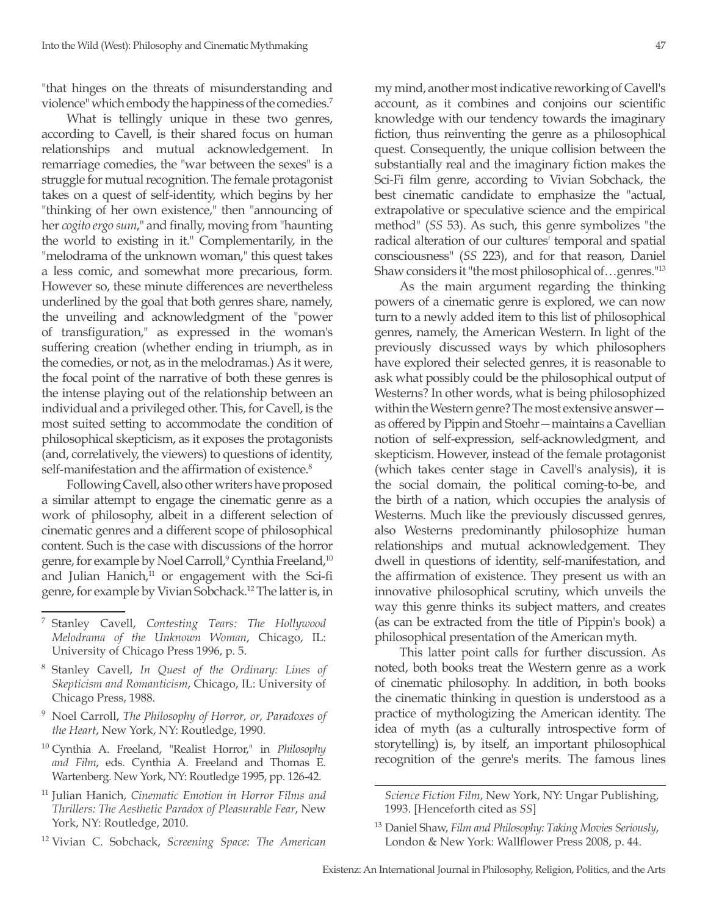"that hinges on the threats of misunderstanding and violence" which embody the happiness of the comedies.[7]

What is tellingly unique in these two genres, according to Cavell, is their shared focus on human relationships and mutual acknowledgement. In remarriage comedies, the "war between the sexes" is a struggle for mutual recognition. The female protagonist takes on a quest of self-identity, which begins by her "thinking of her own existence," then "announcing of her *cogito ergo sum*," and finally, moving from "haunting the world to existing in it." Complementarily, in the "melodrama of the unknown woman," this quest takes a less comic, and somewhat more precarious, form. However so, these minute differences are nevertheless underlined by the goal that both genres share, namely, the unveiling and acknowledgment of the "power of transfiguration," as expressed in the woman's suffering creation (whether ending in triumph, as in the comedies, or not, as in the melodramas.) As it were, the focal point of the narrative of both these genres is the intense playing out of the relationship between an individual and a privileged other. This, for Cavell, is the most suited setting to accommodate the condition of philosophical skepticism, as it exposes the protagonists (and, correlatively, the viewers) to questions of identity, self-manifestation and the affirmation of existence.[8]

Following Cavell, also other writers have proposed a similar attempt to engage the cinematic genre as a work of philosophy, albeit in a different selection of cinematic genres and a different scope of philosophical content. Such is the case with discussions of the horror genre, for example by Noel Carroll,[9] Cynthia Freeland,[10] and Julian Hanich,[11] or engagement with the Sci-fi genre, for example by Vivian Sobchack.[12] The latter is, in my mind, another most indicative reworking of Cavell's account, as it combines and conjoins our scientific knowledge with our tendency towards the imaginary fiction, thus reinventing the genre as a philosophical quest. Consequently, the unique collision between the substantially real and the imaginary fiction makes the Sci-Fi film genre, according to Vivian Sobchack, the best cinematic candidate to emphasize the "actual, extrapolative or speculative science and the empirical method" (*SS* 53). As such, this genre symbolizes "the radical alteration of our cultures' temporal and spatial consciousness" (*SS* 223), and for that reason, Daniel Shaw considers it "the most philosophical of…genres."[13]

As the main argument regarding the thinking powers of a cinematic genre is explored, we can now turn to a newly added item to this list of philosophical genres, namely, the American Western. In light of the previously discussed ways by which philosophers have explored their selected genres, it is reasonable to ask what possibly could be the philosophical output of Westerns? In other words, what is being philosophized within the Western genre? The most extensive answer—as offered by Pippin and Stoehr—maintains a Cavellian notion of self-expression, self-acknowledgment, and skepticism. However, instead of the female protagonist (which takes center stage in Cavell's analysis), it is the social domain, the political coming-to-be, and the birth of a nation, which occupies the analysis of Westerns. Much like the previously discussed genres, also Westerns predominantly philosophize human relationships and mutual acknowledgement. They dwell in questions of identity, self-manifestation, and the affirmation of existence. They present us with an innovative philosophical scrutiny, which unveils the way this genre thinks its subject matters, and creates (as can be extracted from the title of Pippin's book) a philosophical presentation of the American myth.

This latter point calls for further discussion. As noted, both books treat the Western genre as a work of cinematic philosophy. In addition, in both books the cinematic thinking in question is understood as a practice of mythologizing the American identity. The idea of myth (as a culturally introspective form of storytelling) is, by itself, an important philosophical recognition of the genre's merits. The famous lines

---

[7] Stanley Cavell, *Contesting Tears: The Hollywood Melodrama of the Unknown Woman*, Chicago, IL: University of Chicago Press 1996, p. 5.

[8] Stanley Cavell, *In Quest of the Ordinary: Lines of Skepticism and Romanticism*, Chicago, IL: University of Chicago Press, 1988.

[9] Noel Carroll, *The Philosophy of Horror, or, Paradoxes of the Heart*, New York, NY: Routledge, 1990.

[10] Cynthia A. Freeland, "Realist Horror," in *Philosophy and Film*, eds. Cynthia A. Freeland and Thomas E. Wartenberg. New York, NY: Routledge 1995, pp. 126-42.

[11] Julian Hanich, *Cinematic Emotion in Horror Films and Thrillers: The Aesthetic Paradox of Pleasurable Fear*, New York, NY: Routledge, 2010.

[12] Vivian C. Sobchack, *Screening Space: The American Science Fiction Film*, New York, NY: Ungar Publishing, 1993. [Henceforth cited as *SS*]

[13] Daniel Shaw, *Film and Philosophy: Taking Movies Seriously*, London & New York: Wallflower Press 2008, p. 44.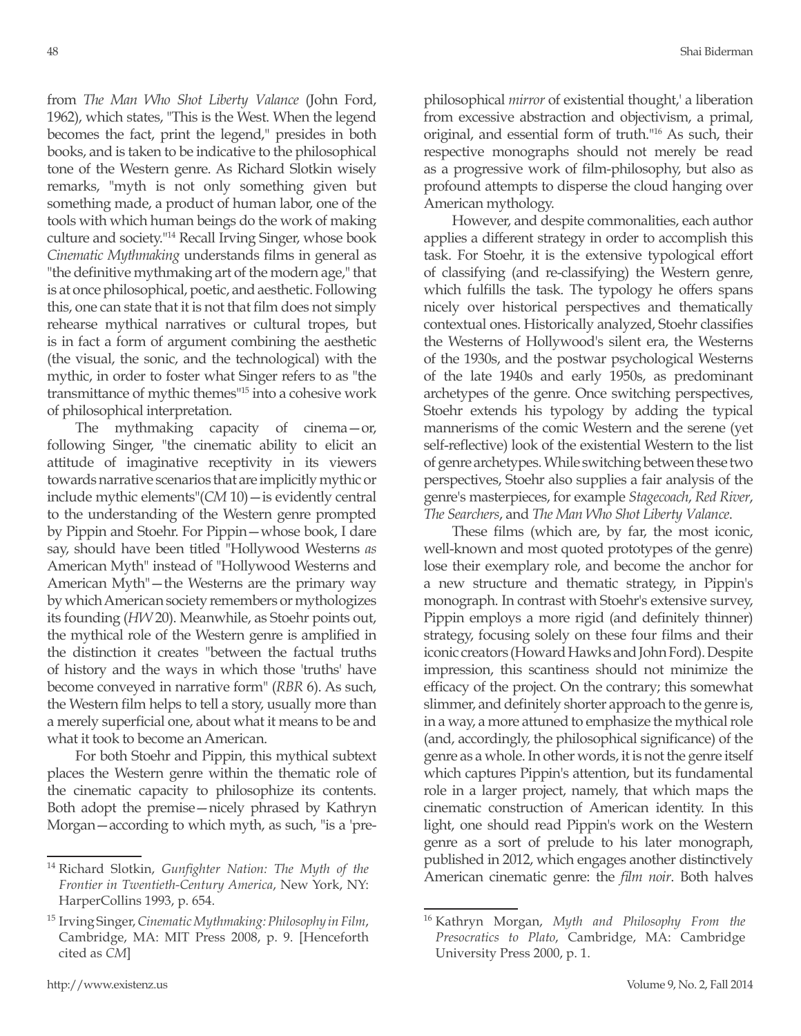from *The Man Who Shot Liberty Valance* (John Ford, 1962), which states, "This is the West. When the legend becomes the fact, print the legend," presides in both books, and is taken to be indicative to the philosophical tone of the Western genre. As Richard Slotkin wisely remarks, "myth is not only something given but something made, a product of human labor, one of the tools with which human beings do the work of making culture and society."[14] Recall Irving Singer, whose book *Cinematic Mythmaking* understands films in general as "the definitive mythmaking art of the modern age," that is at once philosophical, poetic, and aesthetic. Following this, one can state that it is not that film does not simply rehearse mythical narratives or cultural tropes, but is in fact a form of argument combining the aesthetic (the visual, the sonic, and the technological) with the mythic, in order to foster what Singer refers to as "the transmittance of mythic themes"[15] into a cohesive work of philosophical interpretation.

The mythmaking capacity of cinema—or, following Singer, "the cinematic ability to elicit an attitude of imaginative receptivity in its viewers towards narrative scenarios that are implicitly mythic or include mythic elements"(*CM* 10)—is evidently central to the understanding of the Western genre prompted by Pippin and Stoehr. For Pippin—whose book, I dare say, should have been titled "Hollywood Westerns *as* American Myth" instead of "Hollywood Westerns and American Myth"—the Westerns are the primary way by which American society remembers or mythologizes its founding (*HW* 20). Meanwhile, as Stoehr points out, the mythical role of the Western genre is amplified in the distinction it creates "between the factual truths of history and the ways in which those 'truths' have become conveyed in narrative form" (*RBR* 6). As such, the Western film helps to tell a story, usually more than a merely superficial one, about what it means to be and what it took to become an American.

For both Stoehr and Pippin, this mythical subtext places the Western genre within the thematic role of the cinematic capacity to philosophize its contents. Both adopt the premise—nicely phrased by Kathryn Morgan—according to which myth, as such, "is a 'pre-philosophical *mirror* of existential thought,' a liberation from excessive abstraction and objectivism, a primal, original, and essential form of truth."[16] As such, their respective monographs should not merely be read as a progressive work of film-philosophy, but also as profound attempts to disperse the cloud hanging over American mythology.

However, and despite commonalities, each author applies a different strategy in order to accomplish this task. For Stoehr, it is the extensive typological effort of classifying (and re-classifying) the Western genre, which fulfills the task. The typology he offers spans nicely over historical perspectives and thematically contextual ones. Historically analyzed, Stoehr classifies the Westerns of Hollywood's silent era, the Westerns of the 1930s, and the postwar psychological Westerns of the late 1940s and early 1950s, as predominant archetypes of the genre. Once switching perspectives, Stoehr extends his typology by adding the typical mannerisms of the comic Western and the serene (yet self-reflective) look of the existential Western to the list of genre archetypes. While switching between these two perspectives, Stoehr also supplies a fair analysis of the genre's masterpieces, for example *Stagecoach*, *Red River*, *The Searchers*, and *The Man Who Shot Liberty Valance*.

These films (which are, by far, the most iconic, well-known and most quoted prototypes of the genre) lose their exemplary role, and become the anchor for a new structure and thematic strategy, in Pippin's monograph. In contrast with Stoehr's extensive survey, Pippin employs a more rigid (and definitely thinner) strategy, focusing solely on these four films and their iconic creators (Howard Hawks and John Ford). Despite impression, this scantiness should not minimize the efficacy of the project. On the contrary; this somewhat slimmer, and definitely shorter approach to the genre is, in a way, a more attuned to emphasize the mythical role (and, accordingly, the philosophical significance) of the genre as a whole. In other words, it is not the genre itself which captures Pippin's attention, but its fundamental role in a larger project, namely, that which maps the cinematic construction of American identity. In this light, one should read Pippin's work on the Western genre as a sort of prelude to his later monograph, published in 2012, which engages another distinctively American cinematic genre: the *film noir*. Both halves

---

[14] Richard Slotkin, *Gunfighter Nation: The Myth of the Frontier in Twentieth-Century America*, New York, NY: HarperCollins 1993, p. 654.

[15] Irving Singer, *Cinematic Mythmaking: Philosophy in Film*, Cambridge, MA: MIT Press 2008, p. 9. [Henceforth cited as *CM*]

[16] Kathryn Morgan, *Myth and Philosophy From the Presocratics to Plato*, Cambridge, MA: Cambridge University Press 2000, p. 1.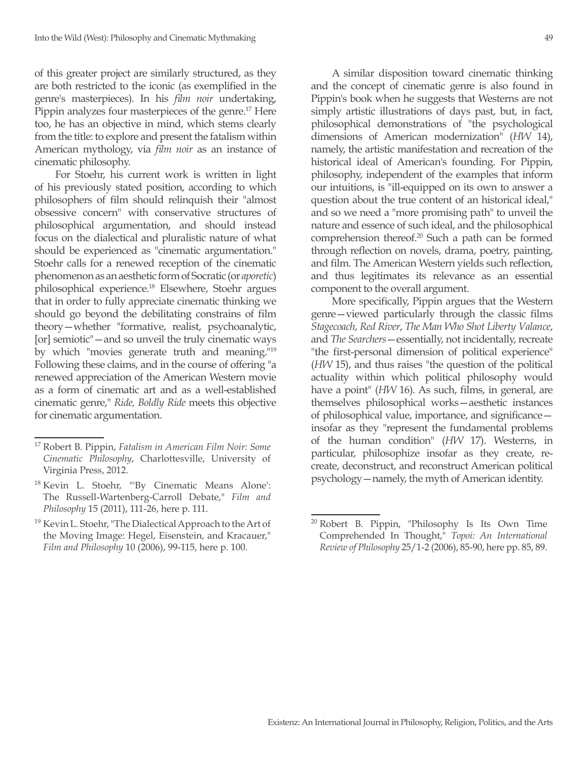of this greater project are similarly structured, as they are both restricted to the iconic (as exemplified in the genre's masterpieces). In his *film noir* undertaking, Pippin analyzes four masterpieces of the genre.[17] Here too, he has an objective in mind, which stems clearly from the title: to explore and present the fatalism within American mythology, via *film noir* as an instance of cinematic philosophy.

For Stoehr, his current work is written in light of his previously stated position, according to which philosophers of film should relinquish their "almost obsessive concern" with conservative structures of philosophical argumentation, and should instead focus on the dialectical and pluralistic nature of what should be experienced as "cinematic argumentation." Stoehr calls for a renewed reception of the cinematic phenomenon as an aesthetic form of Socratic (or *aporetic*) philosophical experience.[18] Elsewhere, Stoehr argues that in order to fully appreciate cinematic thinking we should go beyond the debilitating constrains of film theory—whether "formative, realist, psychoanalytic, [or] semiotic"—and so unveil the truly cinematic ways by which "movies generate truth and meaning."[19] Following these claims, and in the course of offering "a renewed appreciation of the American Western movie as a form of cinematic art and as a well-established cinematic genre," *Ride, Boldly Ride* meets this objective for cinematic argumentation.

A similar disposition toward cinematic thinking and the concept of cinematic genre is also found in Pippin's book when he suggests that Westerns are not simply artistic illustrations of days past, but, in fact, philosophical demonstrations of "the psychological dimensions of American modernization" (*HW* 14), namely, the artistic manifestation and recreation of the historical ideal of American's founding. For Pippin, philosophy, independent of the examples that inform our intuitions, is "ill-equipped on its own to answer a question about the true content of an historical ideal," and so we need a "more promising path" to unveil the nature and essence of such ideal, and the philosophical comprehension thereof.[20] Such a path can be formed through reflection on novels, drama, poetry, painting, and film. The American Western yields such reflection, and thus legitimates its relevance as an essential component to the overall argument.

More specifically, Pippin argues that the Western genre—viewed particularly through the classic films *Stagecoach*, *Red River*, *The Man Who Shot Liberty Valance*, and *The Searchers*—essentially, not incidentally, recreate "the first-personal dimension of political experience" (*HW* 15), and thus raises "the question of the political actuality within which political philosophy would have a point" (*HW* 16). As such, films, in general, are themselves philosophical works—aesthetic instances of philosophical value, importance, and significance—insofar as they "represent the fundamental problems of the human condition" (*HW* 17). Westerns, in particular, philosophize insofar as they create, re-create, deconstruct, and reconstruct American political psychology—namely, the myth of American identity.

---

[17] Robert B. Pippin, *Fatalism in American Film Noir: Some Cinematic Philosophy*, Charlottesville, University of Virginia Press, 2012.

[18] Kevin L. Stoehr, "'By Cinematic Means Alone': The Russell-Wartenberg-Carroll Debate," *Film and Philosophy* 15 (2011), 111-26, here p. 111.

[19] Kevin L. Stoehr, "The Dialectical Approach to the Art of the Moving Image: Hegel, Eisenstein, and Kracauer," *Film and Philosophy* 10 (2006), 99-115, here p. 100.

[20] Robert B. Pippin, "Philosophy Is Its Own Time Comprehended In Thought," *Topoi: An International Review of Philosophy* 25/1-2 (2006), 85-90, here pp. 85, 89.